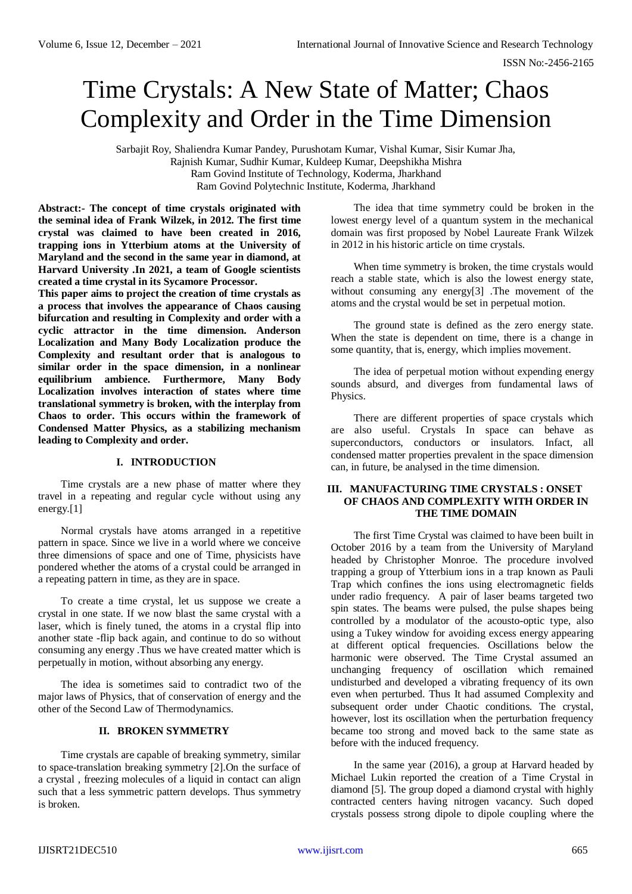# Time Crystals: A New State of Matter; Chaos Complexity and Order in the Time Dimension

Sarbajit Roy, Shaliendra Kumar Pandey, Purushotam Kumar, Vishal Kumar, Sisir Kumar Jha, Rajnish Kumar, Sudhir Kumar, Kuldeep Kumar, Deepshikha Mishra
Ram Govind Institute of Technology, Koderma, Jharkhand
Ram Govind Polytechnic Institute, Koderma, Jharkhand

**Abstract:- The concept of time crystals originated with the seminal idea of Frank Wilzek, in 2012. The first time crystal was claimed to have been created in 2016, trapping ions in Ytterbium atoms at the University of Maryland and the second in the same year in diamond, at Harvard University .In 2021, a team of Google scientists created a time crystal in its Sycamore Processor.**

**This paper aims to project the creation of time crystals as a process that involves the appearance of Chaos causing bifurcation and resulting in Complexity and order with a cyclic attractor in the time dimension. Anderson Localization and Many Body Localization produce the Complexity and resultant order that is analogous to similar order in the space dimension, in a nonlinear equilibrium ambience. Furthermore, Many Body Localization involves interaction of states where time translational symmetry is broken, with the interplay from Chaos to order. This occurs within the framework of Condensed Matter Physics, as a stabilizing mechanism leading to Complexity and order.**

## I. INTRODUCTION

Time crystals are a new phase of matter where they travel in a repeating and regular cycle without using any energy.[1]

Normal crystals have atoms arranged in a repetitive pattern in space. Since we live in a world where we conceive three dimensions of space and one of Time, physicists have pondered whether the atoms of a crystal could be arranged in a repeating pattern in time, as they are in space.

To create a time crystal, let us suppose we create a crystal in one state. If we now blast the same crystal with a laser, which is finely tuned, the atoms in a crystal flip into another state -flip back again, and continue to do so without consuming any energy .Thus we have created matter which is perpetually in motion, without absorbing any energy.

The idea is sometimes said to contradict two of the major laws of Physics, that of conservation of energy and the other of the Second Law of Thermodynamics.

## II. BROKEN SYMMETRY

Time crystals are capable of breaking symmetry, similar to space-translation breaking symmetry [2].On the surface of a crystal , freezing molecules of a liquid in contact can align such that a less symmetric pattern develops. Thus symmetry is broken.

The idea that time symmetry could be broken in the lowest energy level of a quantum system in the mechanical domain was first proposed by Nobel Laureate Frank Wilzek in 2012 in his historic article on time crystals.

When time symmetry is broken, the time crystals would reach a stable state, which is also the lowest energy state, without consuming any energy[3] .The movement of the atoms and the crystal would be set in perpetual motion.

The ground state is defined as the zero energy state. When the state is dependent on time, there is a change in some quantity, that is, energy, which implies movement.

The idea of perpetual motion without expending energy sounds absurd, and diverges from fundamental laws of Physics.

There are different properties of space crystals which are also useful. Crystals In space can behave as superconductors, conductors or insulators. Infact, all condensed matter properties prevalent in the space dimension can, in future, be analysed in the time dimension.

## III. MANUFACTURING TIME CRYSTALS : ONSET OF CHAOS AND COMPLEXITY WITH ORDER IN THE TIME DOMAIN

The first Time Crystal was claimed to have been built in October 2016 by a team from the University of Maryland headed by Christopher Monroe. The procedure involved trapping a group of Ytterbium ions in a trap known as Pauli Trap which confines the ions using electromagnetic fields under radio frequency. A pair of laser beams targeted two spin states. The beams were pulsed, the pulse shapes being controlled by a modulator of the acousto-optic type, also using a Tukey window for avoiding excess energy appearing at different optical frequencies. Oscillations below the harmonic were observed. The Time Crystal assumed an unchanging frequency of oscillation which remained undisturbed and developed a vibrating frequency of its own even when perturbed. Thus It had assumed Complexity and subsequent order under Chaotic conditions. The crystal, however, lost its oscillation when the perturbation frequency became too strong and moved back to the same state as before with the induced frequency.

In the same year (2016), a group at Harvard headed by Michael Lukin reported the creation of a Time Crystal in diamond [5]. The group doped a diamond crystal with highly contracted centers having nitrogen vacancy. Such doped crystals possess strong dipole to dipole coupling where the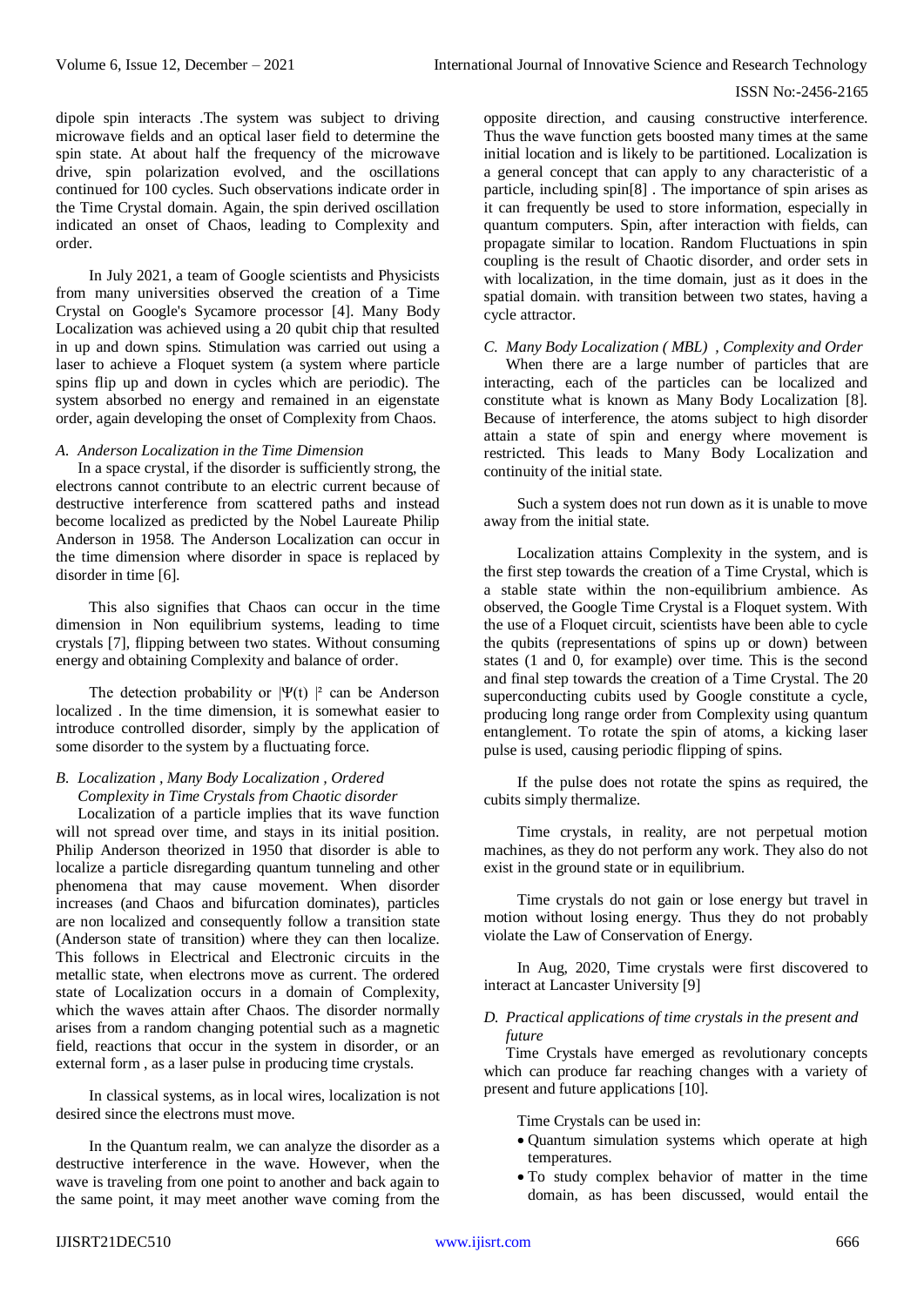dipole spin interacts .The system was subject to driving microwave fields and an optical laser field to determine the spin state. At about half the frequency of the microwave drive, spin polarization evolved, and the oscillations continued for 100 cycles. Such observations indicate order in the Time Crystal domain. Again, the spin derived oscillation indicated an onset of Chaos, leading to Complexity and order.

In July 2021, a team of Google scientists and Physicists from many universities observed the creation of a Time Crystal on Google's Sycamore processor [4]. Many Body Localization was achieved using a 20 qubit chip that resulted in up and down spins. Stimulation was carried out using a laser to achieve a Floquet system (a system where particle spins flip up and down in cycles which are periodic). The system absorbed no energy and remained in an eigenstate order, again developing the onset of Complexity from Chaos.

### *A. Anderson Localization in the Time Dimension*

In a space crystal, if the disorder is sufficiently strong, the electrons cannot contribute to an electric current because of destructive interference from scattered paths and instead become localized as predicted by the Nobel Laureate Philip Anderson in 1958. The Anderson Localization can occur in the time dimension where disorder in space is replaced by disorder in time [6].

This also signifies that Chaos can occur in the time dimension in Non equilibrium systems, leading to time crystals [7], flipping between two states. Without consuming energy and obtaining Complexity and balance of order.

The detection probability or $|\Psi(t)|^2$ can be Anderson localized . In the time dimension, it is somewhat easier to introduce controlled disorder, simply by the application of some disorder to the system by a fluctuating force.

### *B. Localization , Many Body Localization , Ordered Complexity in Time Crystals from Chaotic disorder*

Localization of a particle implies that its wave function will not spread over time, and stays in its initial position. Philip Anderson theorized in 1950 that disorder is able to localize a particle disregarding quantum tunneling and other phenomena that may cause movement. When disorder increases (and Chaos and bifurcation dominates), particles are non localized and consequently follow a transition state (Anderson state of transition) where they can then localize. This follows in Electrical and Electronic circuits in the metallic state, when electrons move as current. The ordered state of Localization occurs in a domain of Complexity, which the waves attain after Chaos. The disorder normally arises from a random changing potential such as a magnetic field, reactions that occur in the system in disorder, or an external form , as a laser pulse in producing time crystals.

In classical systems, as in local wires, localization is not desired since the electrons must move.

In the Quantum realm, we can analyze the disorder as a destructive interference in the wave. However, when the wave is traveling from one point to another and back again to the same point, it may meet another wave coming from the opposite direction, and causing constructive interference. Thus the wave function gets boosted many times at the same initial location and is likely to be partitioned. Localization is a general concept that can apply to any characteristic of a particle, including spin[8] . The importance of spin arises as it can frequently be used to store information, especially in quantum computers. Spin, after interaction with fields, can propagate similar to location. Random Fluctuations in spin coupling is the result of Chaotic disorder, and order sets in with localization, in the time domain, just as it does in the spatial domain. with transition between two states, having a cycle attractor.

### *C. Many Body Localization ( MBL) , Complexity and Order*

When there are a large number of particles that are interacting, each of the particles can be localized and constitute what is known as Many Body Localization [8]. Because of interference, the atoms subject to high disorder attain a state of spin and energy where movement is restricted. This leads to Many Body Localization and continuity of the initial state.

Such a system does not run down as it is unable to move away from the initial state.

Localization attains Complexity in the system, and is the first step towards the creation of a Time Crystal, which is a stable state within the non-equilibrium ambience. As observed, the Google Time Crystal is a Floquet system. With the use of a Floquet circuit, scientists have been able to cycle the qubits (representations of spins up or down) between states (1 and 0, for example) over time. This is the second and final step towards the creation of a Time Crystal. The 20 superconducting cubits used by Google constitute a cycle, producing long range order from Complexity using quantum entanglement. To rotate the spin of atoms, a kicking laser pulse is used, causing periodic flipping of spins.

If the pulse does not rotate the spins as required, the cubits simply thermalize.

Time crystals, in reality, are not perpetual motion machines, as they do not perform any work. They also do not exist in the ground state or in equilibrium.

Time crystals do not gain or lose energy but travel in motion without losing energy. Thus they do not probably violate the Law of Conservation of Energy.

In Aug, 2020, Time crystals were first discovered to interact at Lancaster University [9]

### *D. Practical applications of time crystals in the present and future*

Time Crystals have emerged as revolutionary concepts which can produce far reaching changes with a variety of present and future applications [10].

Time Crystals can be used in:

- Quantum simulation systems which operate at high temperatures.
- To study complex behavior of matter in the time domain, as has been discussed, would entail the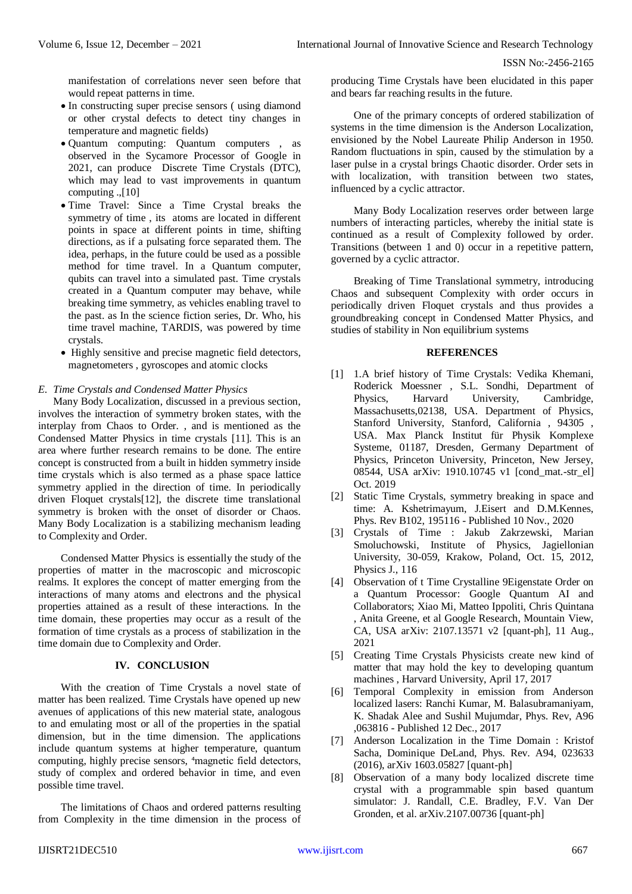manifestation of correlations never seen before that would repeat patterns in time.

- In constructing super precise sensors ( using diamond or other crystal defects to detect tiny changes in temperature and magnetic fields)
- Quantum computing: Quantum computers , as observed in the Sycamore Processor of Google in 2021, can produce Discrete Time Crystals (DTC), which may lead to vast improvements in quantum computing .,[10]
- Time Travel: Since a Time Crystal breaks the symmetry of time , its atoms are located in different points in space at different points in time, shifting directions, as if a pulsating force separated them. The idea, perhaps, in the future could be used as a possible method for time travel. In a Quantum computer, qubits can travel into a simulated past. Time crystals created in a Quantum computer may behave, while breaking time symmetry, as vehicles enabling travel to the past. as In the science fiction series, Dr. Who, his time travel machine, TARDIS, was powered by time crystals.
- Highly sensitive and precise magnetic field detectors, magnetometers , gyroscopes and atomic clocks

### *E. Time Crystals and Condensed Matter Physics*

Many Body Localization, discussed in a previous section, involves the interaction of symmetry broken states, with the interplay from Chaos to Order. , and is mentioned as the Condensed Matter Physics in time crystals [11]. This is an area where further research remains to be done. The entire concept is constructed from a built in hidden symmetry inside time crystals which is also termed as a phase space lattice symmetry applied in the direction of time. In periodically driven Floquet crystals[12], the discrete time translational symmetry is broken with the onset of disorder or Chaos. Many Body Localization is a stabilizing mechanism leading to Complexity and Order.

Condensed Matter Physics is essentially the study of the properties of matter in the macroscopic and microscopic realms. It explores the concept of matter emerging from the interactions of many atoms and electrons and the physical properties attained as a result of these interactions. In the time domain, these properties may occur as a result of the formation of time crystals as a process of stabilization in the time domain due to Complexity and Order.

## IV. CONCLUSION

With the creation of Time Crystals a novel state of matter has been realized. Time Crystals have opened up new avenues of applications of this new material state, analogous to and emulating most or all of the properties in the spatial dimension, but in the time dimension. The applications include quantum systems at higher temperature, quantum computing, highly precise sensors, [4]magnetic field detectors, study of complex and ordered behavior in time, and even possible time travel.

The limitations of Chaos and ordered patterns resulting from Complexity in the time dimension in the process of producing Time Crystals have been elucidated in this paper and bears far reaching results in the future.

One of the primary concepts of ordered stabilization of systems in the time dimension is the Anderson Localization, envisioned by the Nobel Laureate Philip Anderson in 1950. Random fluctuations in spin, caused by the stimulation by a laser pulse in a crystal brings Chaotic disorder. Order sets in with localization, with transition between two states, influenced by a cyclic attractor.

Many Body Localization reserves order between large numbers of interacting particles, whereby the initial state is continued as a result of Complexity followed by order. Transitions (between 1 and 0) occur in a repetitive pattern, governed by a cyclic attractor.

Breaking of Time Translational symmetry, introducing Chaos and subsequent Complexity with order occurs in periodically driven Floquet crystals and thus provides a groundbreaking concept in Condensed Matter Physics, and studies of stability in Non equilibrium systems

## REFERENCES

[1] 1.A brief history of Time Crystals: Vedika Khemani, Roderick Moessner , S.L. Sondhi, Department of Physics, Harvard University, Cambridge, Massachusetts,02138, USA. Department of Physics, Stanford University, Stanford, California , 94305 , USA. Max Planck Institut für Physik Komplexe Systeme, 01187, Dresden, Germany Department of Physics, Princeton University, Princeton, New Jersey, 08544, USA arXiv: 1910.10745 v1 [cond_mat.-str_el] Oct. 2019

[2] Static Time Crystals, symmetry breaking in space and time: A. Kshetrimayum, J.Eisert and D.M.Kennes, Phys. Rev B102, 195116 - Published 10 Nov., 2020

[3] Crystals of Time : Jakub Zakrzewski, Marian Smoluchowski, Institute of Physics, Jagiellonian University, 30-059, Krakow, Poland, Oct. 15, 2012, Physics J., 116

[4] Observation of t Time Crystalline 9Eigenstate Order on a Quantum Processor: Google Quantum AI and Collaborators; Xiao Mi, Matteo Ippoliti, Chris Quintana , Anita Greene, et al Google Research, Mountain View, CA, USA arXiv: 2107.13571 v2 [quant-ph], 11 Aug., 2021

[5] Creating Time Crystals Physicists create new kind of matter that may hold the key to developing quantum machines , Harvard University, April 17, 2017

[6] Temporal Complexity in emission from Anderson localized lasers: Ranchi Kumar, M. Balasubramaniyam, K. Shadak Alee and Sushil Mujumdar, Phys. Rev, A96 ,063816 - Published 12 Dec., 2017

[7] Anderson Localization in the Time Domain : Kristof Sacha, Dominique DeLand, Phys. Rev. A94, 023633 (2016), arXiv 1603.05827 [quant-ph]

[8] Observation of a many body localized discrete time crystal with a programmable spin based quantum simulator: J. Randall, C.E. Bradley, F.V. Van Der Gronden, et al. arXiv.2107.00736 [quant-ph]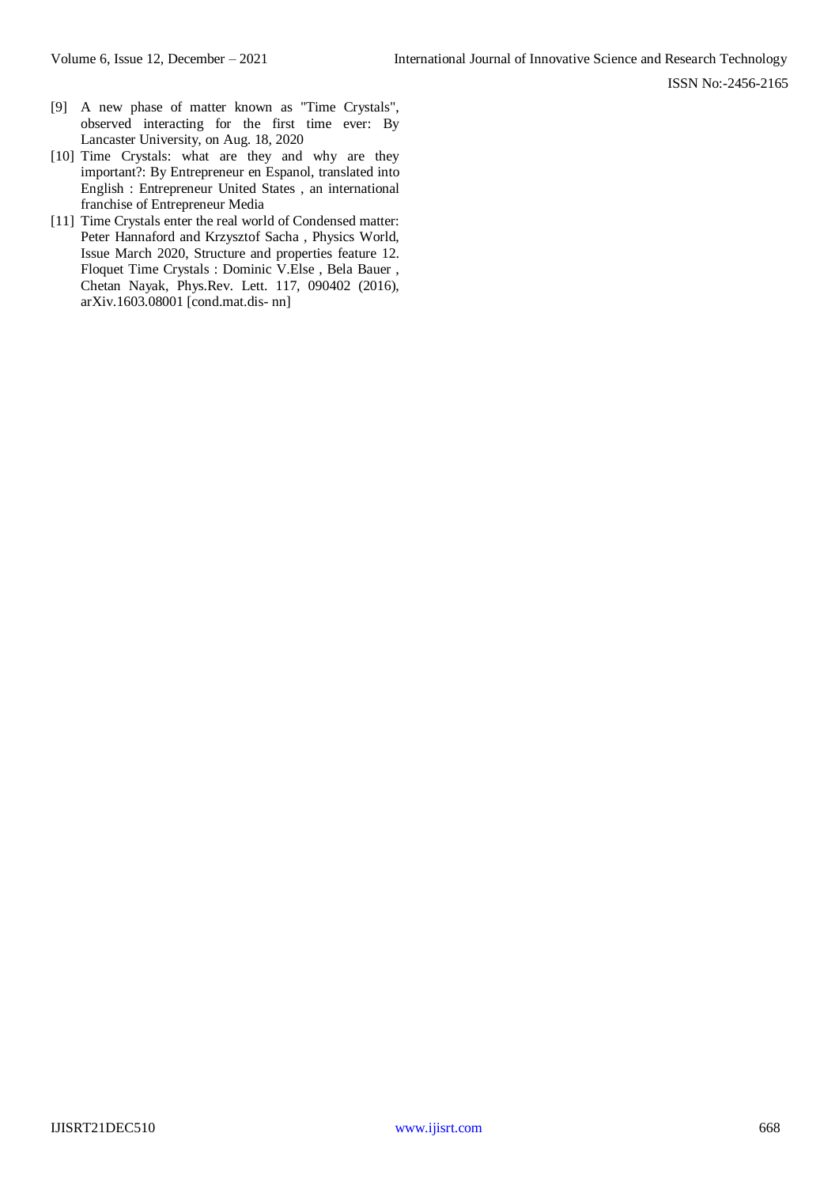[9] A new phase of matter known as "Time Crystals", observed interacting for the first time ever: By Lancaster University, on Aug. 18, 2020

[10] Time Crystals: what are they and why are they important?: By Entrepreneur en Espanol, translated into English : Entrepreneur United States , an international franchise of Entrepreneur Media

[11] Time Crystals enter the real world of Condensed matter: Peter Hannaford and Krzysztof Sacha , Physics World, Issue March 2020, Structure and properties feature 12. Floquet Time Crystals : Dominic V.Else , Bela Bauer , Chetan Nayak, Phys.Rev. Lett. 117, 090402 (2016), arXiv.1603.08001 [cond.mat.dis- nn]